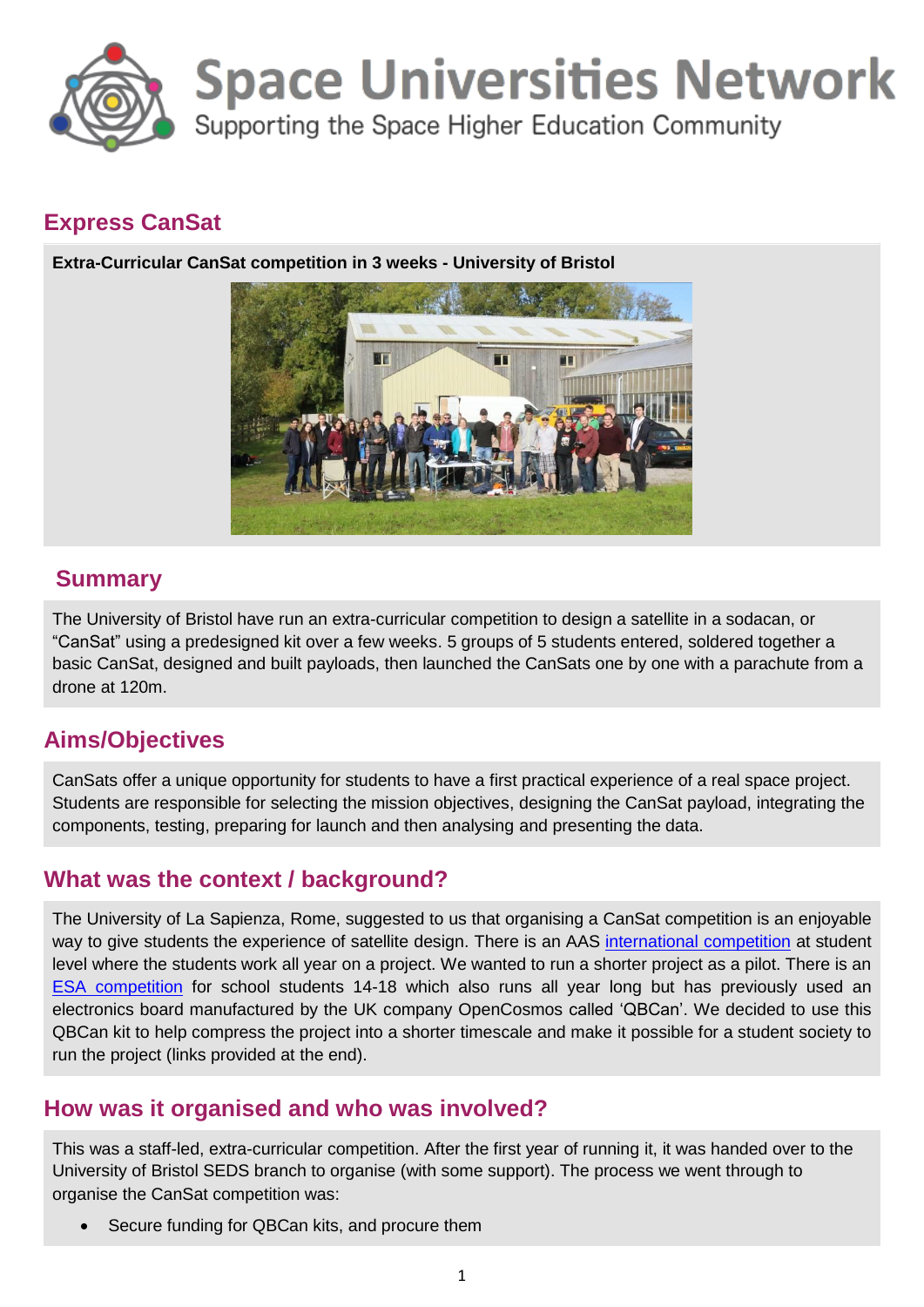# Space Universities Network

Supporting the Space Higher Education Community

## Express CanSat

**Extra-Curricular CanSat competition in 3 weeks - University of Bristol**

## Summary

The University of Bristol have run an extra-curricular competition to design a satellite in a sodacan, or "CanSat" using a predesigned kit over a few weeks. 5 groups of 5 students entered, soldered together a basic CanSat, designed and built payloads, then launched the CanSats one by one with a parachute from a drone at 120m.

## Aims/Objectives

CanSats offer a unique opportunity for students to have a first practical experience of a real space project. Students are responsible for selecting the mission objectives, designing the CanSat payload, integrating the components, testing, preparing for launch and then analysing and presenting the data.

## What was the context / background?

The University of La Sapienza, Rome, suggested to us that organising a CanSat competition is an enjoyable way to give students the experience of satellite design. There is an AAS international competition at student level where the students work all year on a project. We wanted to run a shorter project as a pilot. There is an ESA competition for school students 14-18 which also runs all year long but has previously used an electronics board manufactured by the UK company OpenCosmos called 'QBCan'. We decided to use this QBCan kit to help compress the project into a shorter timescale and make it possible for a student society to run the project (links provided at the end).

## How was it organised and who was involved?

This was a staff-led, extra-curricular competition. After the first year of running it, it was handed over to the University of Bristol SEDS branch to organise (with some support). The process we went through to organise the CanSat competition was:

- Secure funding for QBCan kits, and procure them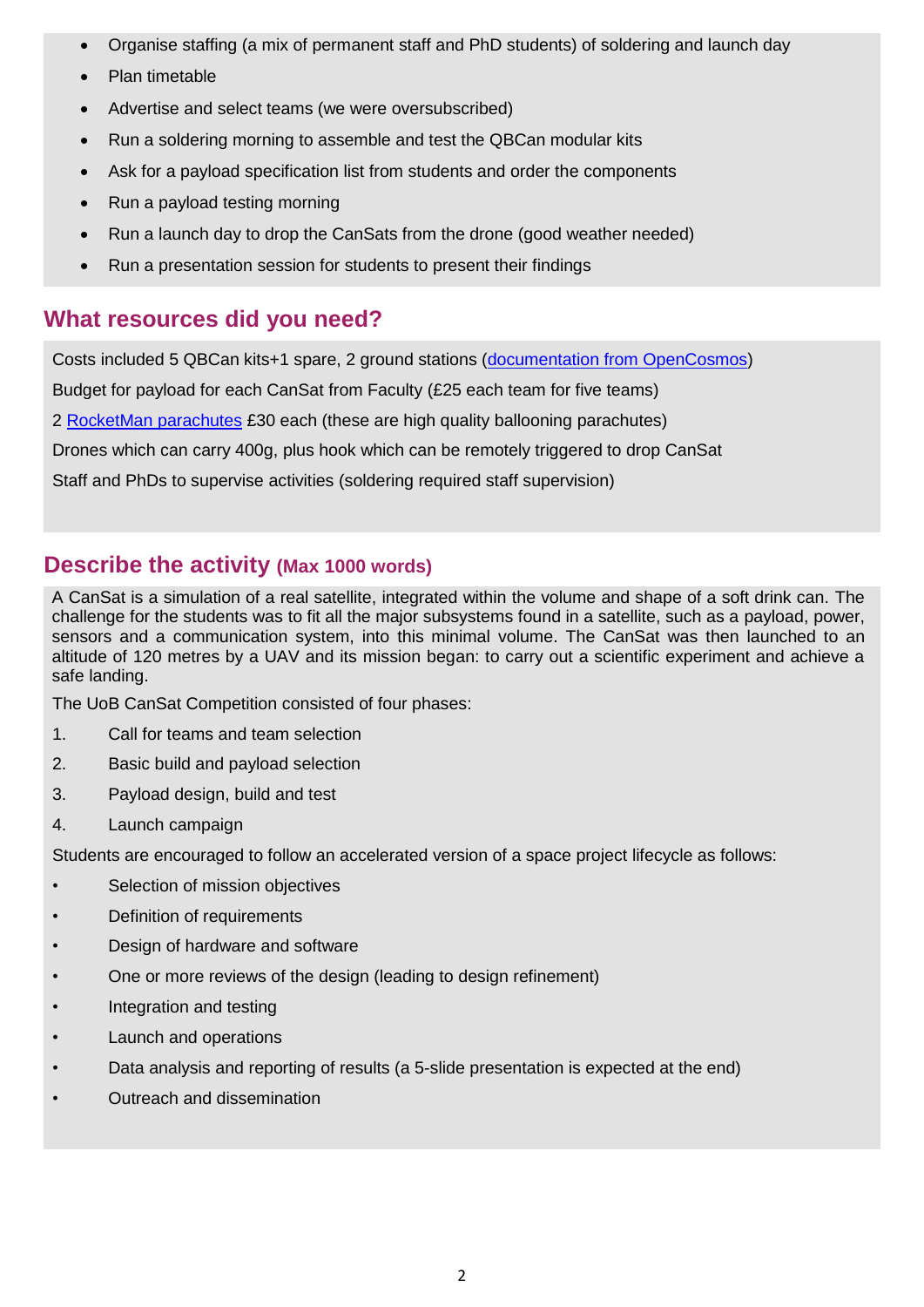- Organise staffing (a mix of permanent staff and PhD students) of soldering and launch day
- Plan timetable
- Advertise and select teams (we were oversubscribed)
- Run a soldering morning to assemble and test the QBCan modular kits
- Ask for a payload specification list from students and order the components
- Run a payload testing morning
- Run a launch day to drop the CanSats from the drone (good weather needed)
- Run a presentation session for students to present their findings

## What resources did you need?

Costs included 5 QBCan kits+1 spare, 2 ground stations (documentation from OpenCosmos)

Budget for payload for each CanSat from Faculty (£25 each team for five teams)

2 RocketMan parachutes £30 each (these are high quality ballooning parachutes)

Drones which can carry 400g, plus hook which can be remotely triggered to drop CanSat

Staff and PhDs to supervise activities (soldering required staff supervision)

## Describe the activity (Max 1000 words)

A CanSat is a simulation of a real satellite, integrated within the volume and shape of a soft drink can. The challenge for the students was to fit all the major subsystems found in a satellite, such as a payload, power, sensors and a communication system, into this minimal volume. The CanSat was then launched to an altitude of 120 metres by a UAV and its mission began: to carry out a scientific experiment and achieve a safe landing.

The UoB CanSat Competition consisted of four phases:

1. Call for teams and team selection
2. Basic build and payload selection
3. Payload design, build and test
4. Launch campaign

Students are encouraged to follow an accelerated version of a space project lifecycle as follows:

- Selection of mission objectives
- Definition of requirements
- Design of hardware and software
- One or more reviews of the design (leading to design refinement)
- Integration and testing
- Launch and operations
- Data analysis and reporting of results (a 5-slide presentation is expected at the end)
- Outreach and dissemination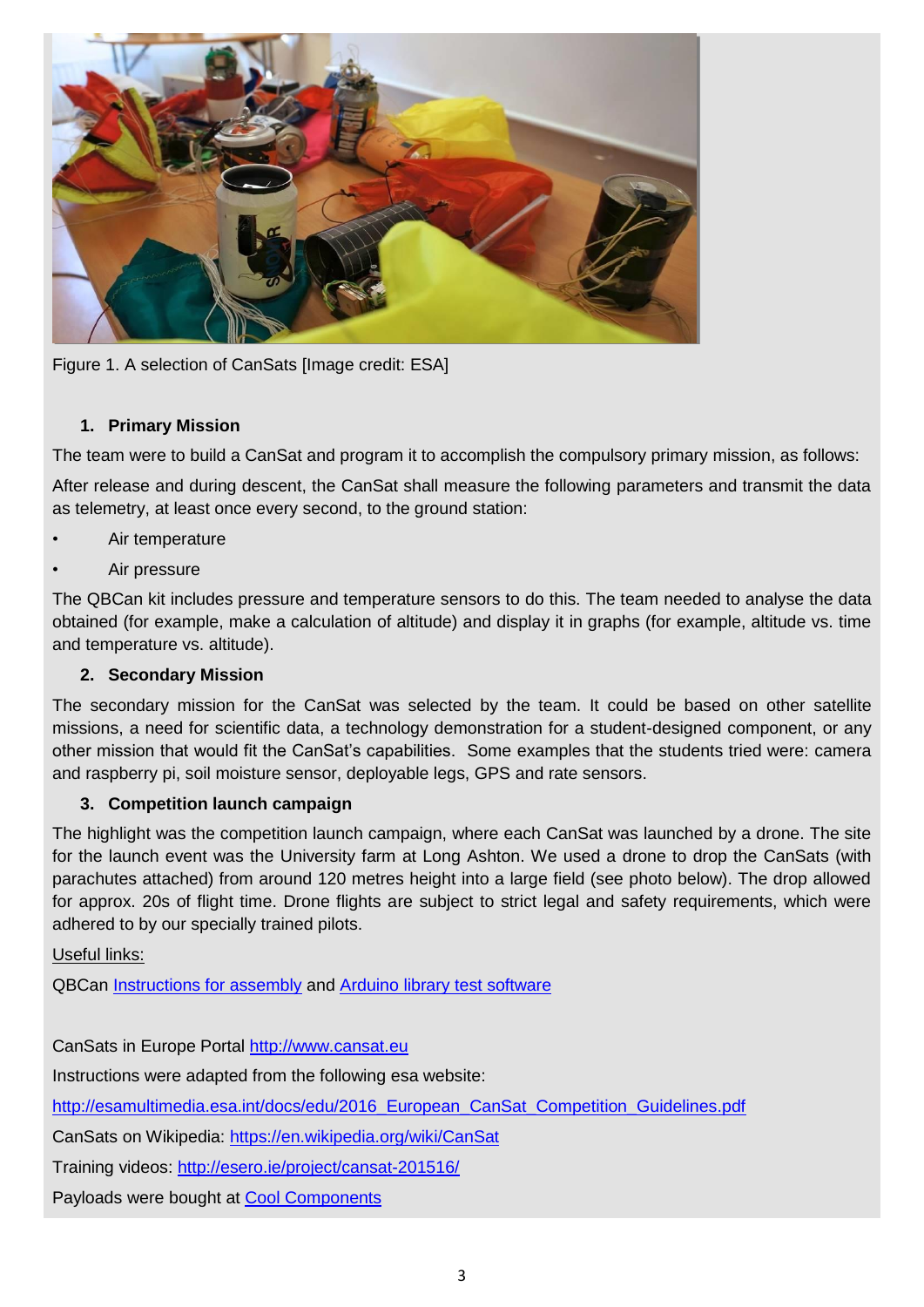Figure 1. A selection of CanSats [Image credit: ESA]

## 1. Primary Mission

The team were to build a CanSat and program it to accomplish the compulsory primary mission, as follows:

After release and during descent, the CanSat shall measure the following parameters and transmit the data as telemetry, at least once every second, to the ground station:

- Air temperature
- Air pressure

The QBCan kit includes pressure and temperature sensors to do this. The team needed to analyse the data obtained (for example, make a calculation of altitude) and display it in graphs (for example, altitude vs. time and temperature vs. altitude).

## 2. Secondary Mission

The secondary mission for the CanSat was selected by the team. It could be based on other satellite missions, a need for scientific data, a technology demonstration for a student-designed component, or any other mission that would fit the CanSat's capabilities. Some examples that the students tried were: camera and raspberry pi, soil moisture sensor, deployable legs, GPS and rate sensors.

## 3. Competition launch campaign

The highlight was the competition launch campaign, where each CanSat was launched by a drone. The site for the launch event was the University farm at Long Ashton. We used a drone to drop the CanSats (with parachutes attached) from around 120 metres height into a large field (see photo below). The drop allowed for approx. 20s of flight time. Drone flights are subject to strict legal and safety requirements, which were adhered to by our specially trained pilots.

Useful links:

QBCan Instructions for assembly and Arduino library test software

CanSats in Europe Portal http://www.cansat.eu

Instructions were adapted from the following esa website:

http://esamultimedia.esa.int/docs/edu/2016_European_CanSat_Competition_Guidelines.pdf

CanSats on Wikipedia: https://en.wikipedia.org/wiki/CanSat

Training videos: http://esero.ie/project/cansat-201516/

Payloads were bought at Cool Components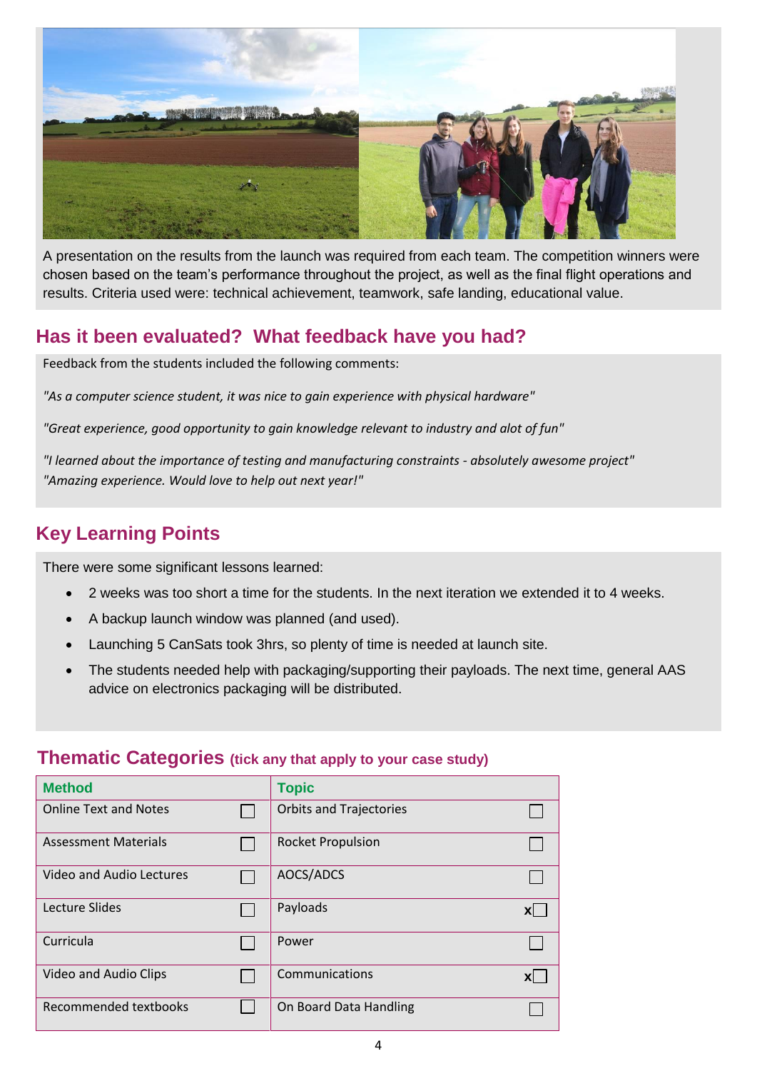A presentation on the results from the launch was required from each team. The competition winners were chosen based on the team's performance throughout the project, as well as the final flight operations and results. Criteria used were: technical achievement, teamwork, safe landing, educational value.

## Has it been evaluated? What feedback have you had?

Feedback from the students included the following comments:

*"As a computer science student, it was nice to gain experience with physical hardware"*

*"Great experience, good opportunity to gain knowledge relevant to industry and alot of fun"*

*"I learned about the importance of testing and manufacturing constraints - absolutely awesome project"*
*"Amazing experience. Would love to help out next year!"*

## Key Learning Points

There were some significant lessons learned:

- 2 weeks was too short a time for the students. In the next iteration we extended it to 4 weeks.
- A backup launch window was planned (and used).
- Launching 5 CanSats took 3hrs, so plenty of time is needed at launch site.
- The students needed help with packaging/supporting their payloads. The next time, general AAS advice on electronics packaging will be distributed.

## Thematic Categories (tick any that apply to your case study)

| Method | | Topic | |
|---|---|---|---|
| Online Text and Notes | ☐ | Orbits and Trajectories | ☐ |
| Assessment Materials | ☐ | Rocket Propulsion | ☐ |
| Video and Audio Lectures | ☐ | AOCS/ADCS | ☐ |
| Lecture Slides | ☐ | Payloads | x☐ |
| Curricula | ☐ | Power | ☐ |
| Video and Audio Clips | ☐ | Communications | x☐ |
| Recommended textbooks | ☐ | On Board Data Handling | ☐ |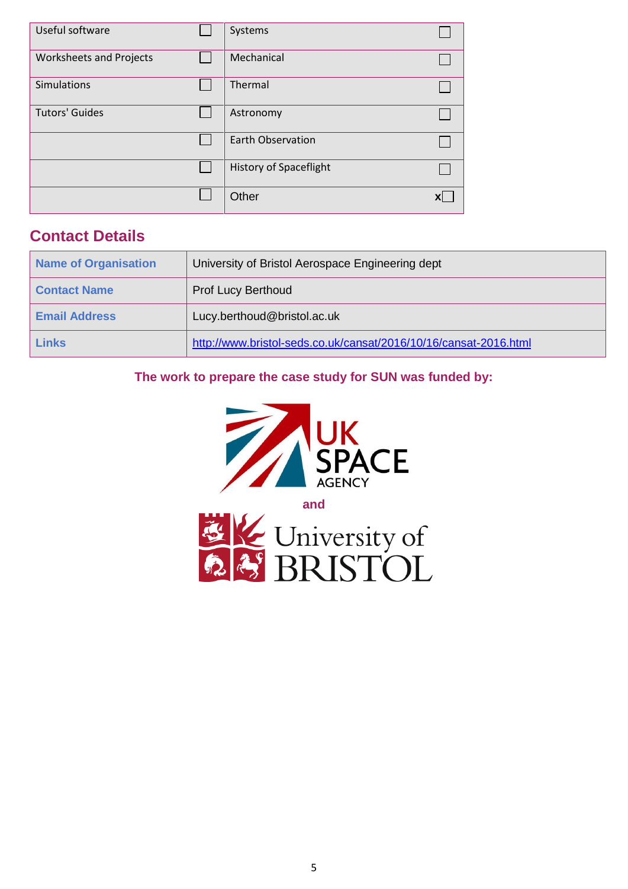| | | | |
|---|---|---|---|
| Useful software | ☐ | Systems | ☐ |
| Worksheets and Projects | ☐ | Mechanical | ☐ |
| Simulations | ☐ | Thermal | ☐ |
| Tutors' Guides | ☐ | Astronomy | ☐ |
| | ☐ | Earth Observation | ☐ |
| | ☐ | History of Spaceflight | ☐ |
| | ☐ | Other | x☐ |

## Contact Details

| | |
|---|---|
| **Name of Organisation** | University of Bristol Aerospace Engineering dept |
| **Contact Name** | Prof Lucy Berthoud |
| **Email Address** | Lucy.berthoud@bristol.ac.uk |
| **Links** | http://www.bristol-seds.co.uk/cansat/2016/10/16/cansat-2016.html |

**The work to prepare the case study for SUN was funded by:**

UK SPACE AGENCY

**and**

University of BRISTOL